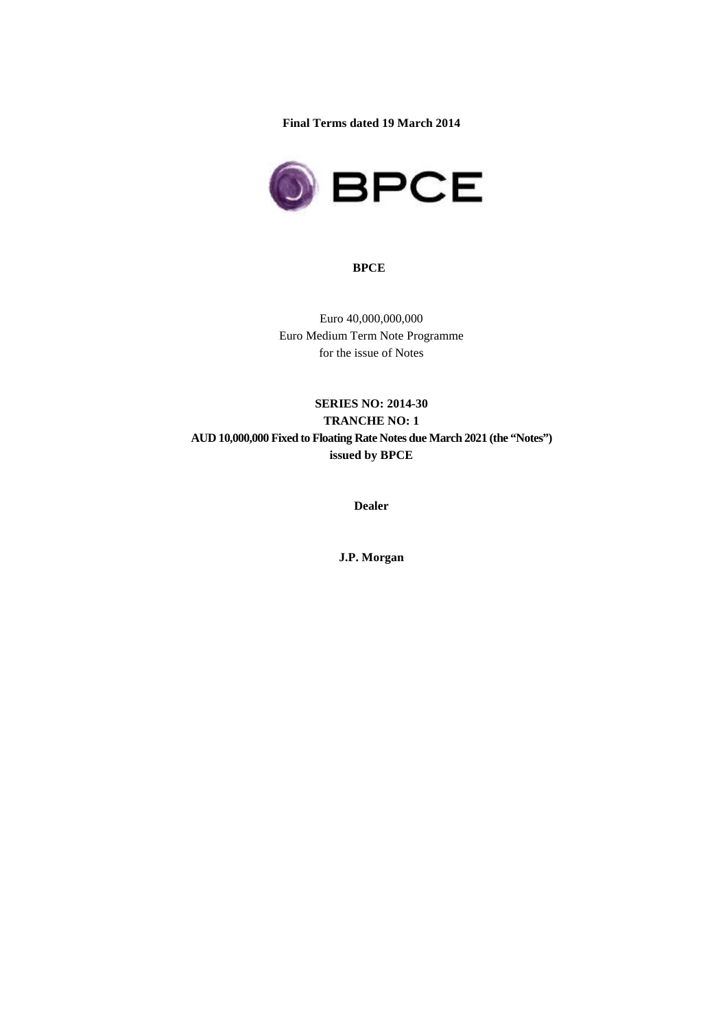**Final Terms dated 19 March 2014**

**BPCE**

Euro 40,000,000,000
Euro Medium Term Note Programme
for the issue of Notes

**SERIES NO: 2014-30**
**TRANCHE NO: 1**
**AUD 10,000,000 Fixed to Floating Rate Notes due March 2021 (the "Notes")**
**issued by BPCE**

**Dealer**

**J.P. Morgan**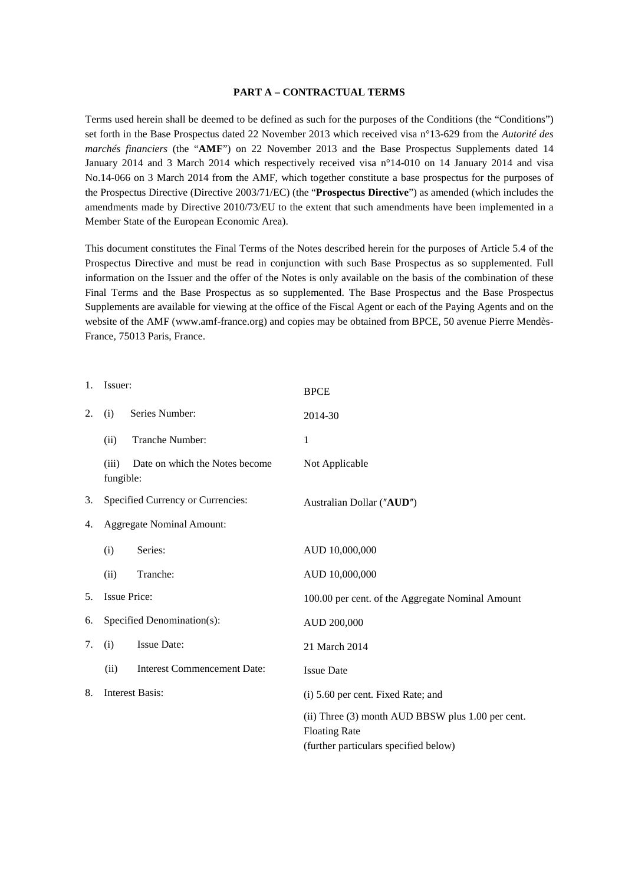## PART A – CONTRACTUAL TERMS

Terms used herein shall be deemed to be defined as such for the purposes of the Conditions (the "Conditions") set forth in the Base Prospectus dated 22 November 2013 which received visa n°13-629 from the *Autorité des marchés financiers* (the "**AMF**") on 22 November 2013 and the Base Prospectus Supplements dated 14 January 2014 and 3 March 2014 which respectively received visa n°14-010 on 14 January 2014 and visa No.14-066 on 3 March 2014 from the AMF, which together constitute a base prospectus for the purposes of the Prospectus Directive (Directive 2003/71/EC) (the "**Prospectus Directive**") as amended (which includes the amendments made by Directive 2010/73/EU to the extent that such amendments have been implemented in a Member State of the European Economic Area).

This document constitutes the Final Terms of the Notes described herein for the purposes of Article 5.4 of the Prospectus Directive and must be read in conjunction with such Base Prospectus as so supplemented. Full information on the Issuer and the offer of the Notes is only available on the basis of the combination of these Final Terms and the Base Prospectus as so supplemented. The Base Prospectus and the Base Prospectus Supplements are available for viewing at the office of the Fiscal Agent or each of the Paying Agents and on the website of the AMF (www.amf-france.org) and copies may be obtained from BPCE, 50 avenue Pierre Mendès-France, 75013 Paris, France.

| | | |
|---|---|---|
| 1. | Issuer: | BPCE |
| 2. | (i) Series Number: | 2014-30 |
| | (ii) Tranche Number: | 1 |
| | (iii) Date on which the Notes become fungible: | Not Applicable |
| 3. | Specified Currency or Currencies: | Australian Dollar ("**AUD**") |
| 4. | Aggregate Nominal Amount: | |
| | (i) Series: | AUD 10,000,000 |
| | (ii) Tranche: | AUD 10,000,000 |
| 5. | Issue Price: | 100.00 per cent. of the Aggregate Nominal Amount |
| 6. | Specified Denomination(s): | AUD 200,000 |
| 7. | (i) Issue Date: | 21 March 2014 |
| | (ii) Interest Commencement Date: | Issue Date |
| 8. | Interest Basis: | (i) 5.60 per cent. Fixed Rate; and<br>(ii) Three (3) month AUD BBSW plus 1.00 per cent. Floating Rate<br>(further particulars specified below) |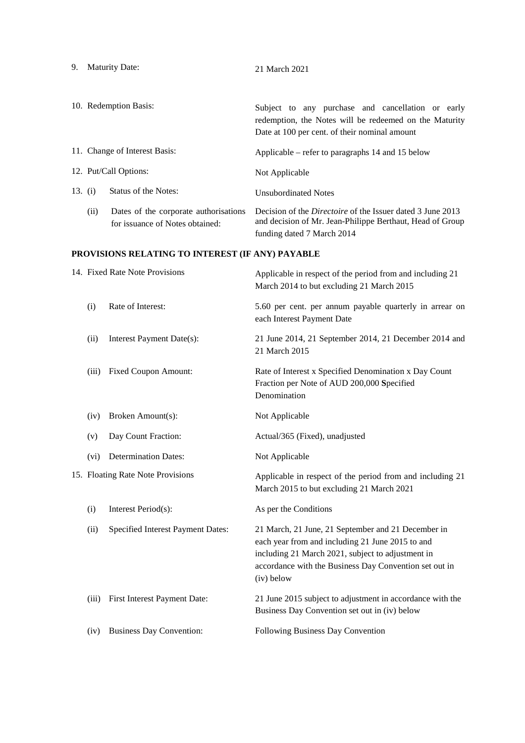| | | |
|---|---|---|
| 9. | Maturity Date: | 21 March 2021 |
| 10. | Redemption Basis: | Subject to any purchase and cancellation or early redemption, the Notes will be redeemed on the Maturity Date at 100 per cent. of their nominal amount |
| 11. | Change of Interest Basis: | Applicable – refer to paragraphs 14 and 15 below |
| 12. | Put/Call Options: | Not Applicable |
| 13. (i) | Status of the Notes: | Unsubordinated Notes |
| (ii) | Dates of the corporate authorisations for issuance of Notes obtained: | Decision of the *Directoire* of the Issuer dated 3 June 2013 and decision of Mr. Jean-Philippe Berthaut, Head of Group funding dated 7 March 2014 |

**PROVISIONS RELATING TO INTEREST (IF ANY) PAYABLE**

| | | |
|---|---|---|
| 14. | Fixed Rate Note Provisions | Applicable in respect of the period from and including 21 March 2014 to but excluding 21 March 2015 |
| (i) | Rate of Interest: | 5.60 per cent. per annum payable quarterly in arrear on each Interest Payment Date |
| (ii) | Interest Payment Date(s): | 21 June 2014, 21 September 2014, 21 December 2014 and 21 March 2015 |
| (iii) | Fixed Coupon Amount: | Rate of Interest x Specified Denomination x Day Count Fraction per Note of AUD 200,000 Specified Denomination |
| (iv) | Broken Amount(s): | Not Applicable |
| (v) | Day Count Fraction: | Actual/365 (Fixed), unadjusted |
| (vi) | Determination Dates: | Not Applicable |
| 15. | Floating Rate Note Provisions | Applicable in respect of the period from and including 21 March 2015 to but excluding 21 March 2021 |
| (i) | Interest Period(s): | As per the Conditions |
| (ii) | Specified Interest Payment Dates: | 21 March, 21 June, 21 September and 21 December in each year from and including 21 June 2015 to and including 21 March 2021, subject to adjustment in accordance with the Business Day Convention set out in (iv) below |
| (iii) | First Interest Payment Date: | 21 June 2015 subject to adjustment in accordance with the Business Day Convention set out in (iv) below |
| (iv) | Business Day Convention: | Following Business Day Convention |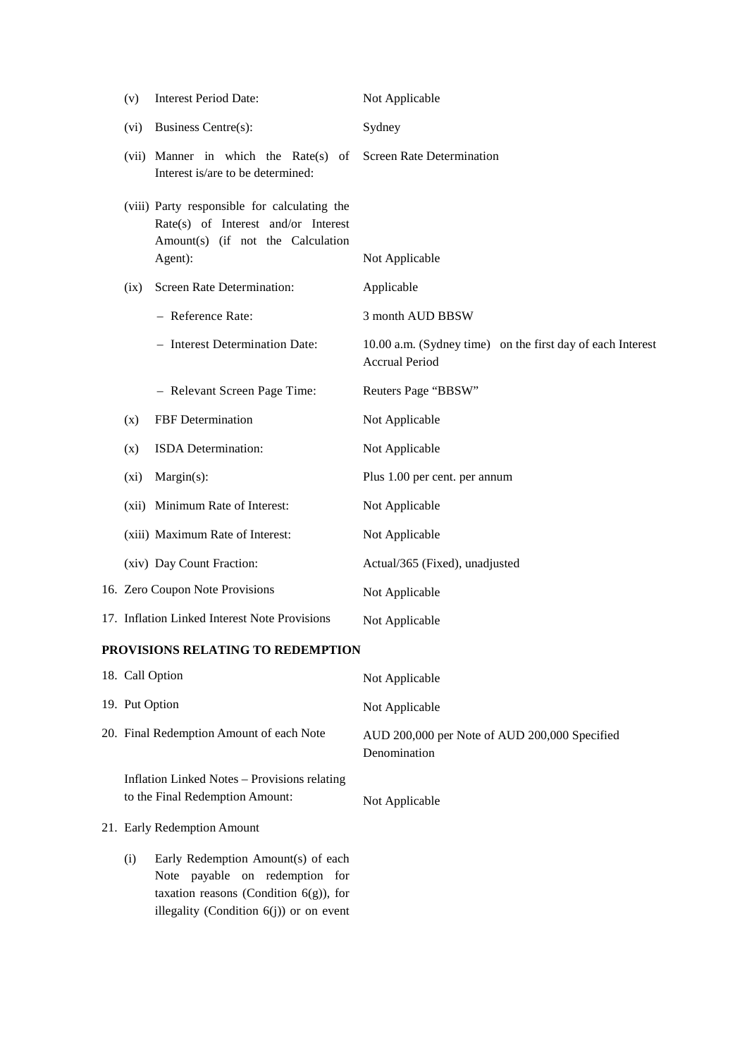| | | |
|---|---|---|
| (v) | Interest Period Date: | Not Applicable |
| (vi) | Business Centre(s): | Sydney |
| (vii) | Manner in which the Rate(s) of Interest is/are to be determined: | Screen Rate Determination |
| (viii) | Party responsible for calculating the Rate(s) of Interest and/or Interest Amount(s) (if not the Calculation Agent): | Not Applicable |
| (ix) | Screen Rate Determination: | Applicable |
| | – Reference Rate: | 3 month AUD BBSW |
| | – Interest Determination Date: | 10.00 a.m. (Sydney time) on the first day of each Interest Accrual Period |
| | – Relevant Screen Page Time: | Reuters Page "BBSW" |
| (x) | FBF Determination | Not Applicable |
| (x) | ISDA Determination: | Not Applicable |
| (xi) | Margin(s): | Plus 1.00 per cent. per annum |
| (xii) | Minimum Rate of Interest: | Not Applicable |
| (xiii) | Maximum Rate of Interest: | Not Applicable |
| (xiv) | Day Count Fraction: | Actual/365 (Fixed), unadjusted |

16. Zero Coupon Note Provisions — Not Applicable

17. Inflation Linked Interest Note Provisions — Not Applicable

## PROVISIONS RELATING TO REDEMPTION

18. Call Option — Not Applicable

19. Put Option — Not Applicable

20. Final Redemption Amount of each Note — AUD 200,000 per Note of AUD 200,000 Specified Denomination

    Inflation Linked Notes – Provisions relating to the Final Redemption Amount: — Not Applicable

21. Early Redemption Amount

    (i) Early Redemption Amount(s) of each Note payable on redemption for taxation reasons (Condition 6(g)), for illegality (Condition 6(j)) or on event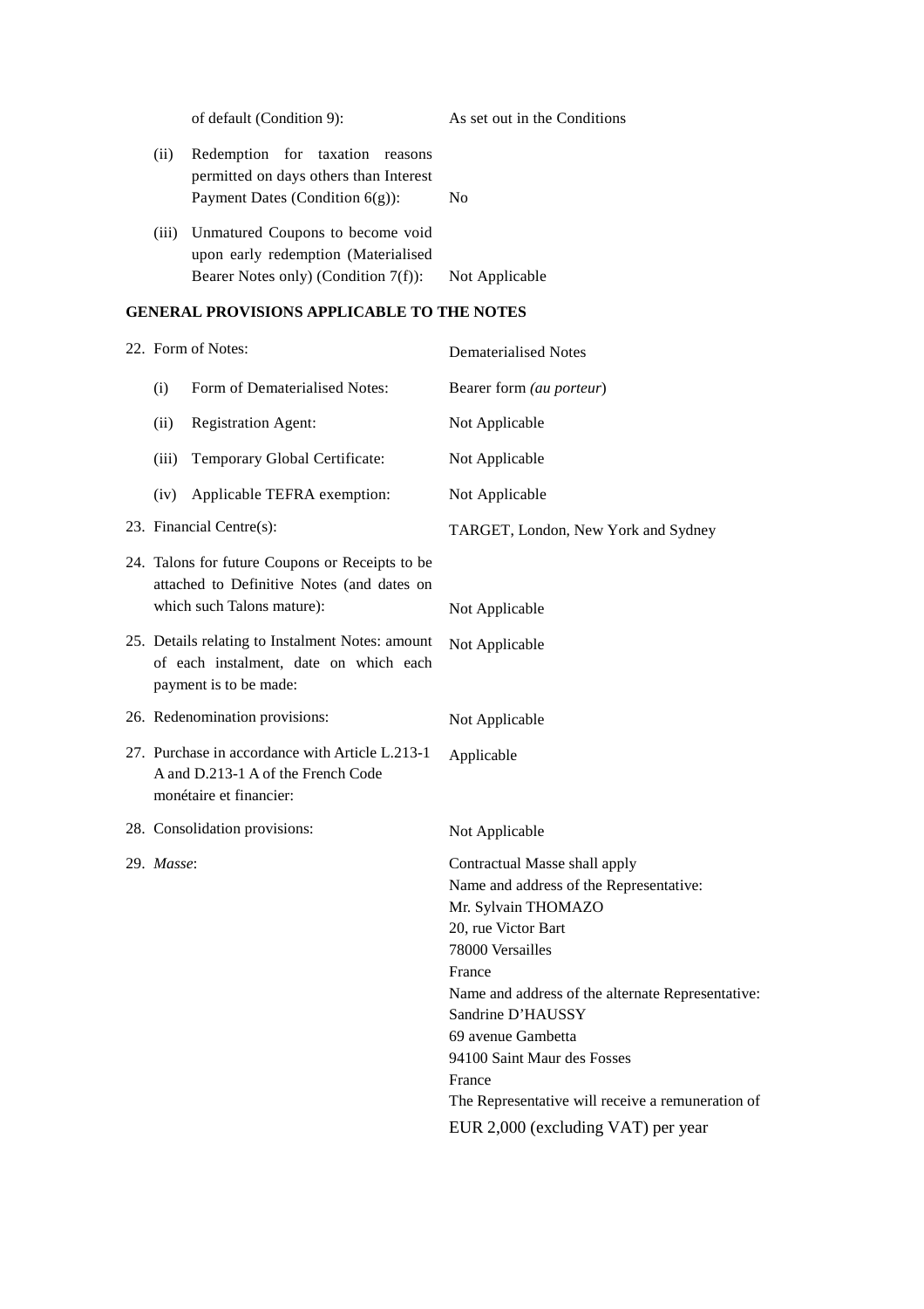| | | |
|---|---|---|
| | of default (Condition 9): | As set out in the Conditions |
| (ii) | Redemption for taxation reasons permitted on days others than Interest Payment Dates (Condition 6(g)): | No |
| (iii) | Unmatured Coupons to become void upon early redemption (Materialised Bearer Notes only) (Condition 7(f)): | Not Applicable |

**GENERAL PROVISIONS APPLICABLE TO THE NOTES**

| | | |
|---|---|---|
| 22. | Form of Notes: | Dematerialised Notes |
| (i) | Form of Dematerialised Notes: | Bearer form *(au porteur)* |
| (ii) | Registration Agent: | Not Applicable |
| (iii) | Temporary Global Certificate: | Not Applicable |
| (iv) | Applicable TEFRA exemption: | Not Applicable |
| 23. | Financial Centre(s): | TARGET, London, New York and Sydney |
| 24. | Talons for future Coupons or Receipts to be attached to Definitive Notes (and dates on which such Talons mature): | Not Applicable |
| 25. | Details relating to Instalment Notes: amount of each instalment, date on which each payment is to be made: | Not Applicable |
| 26. | Redenomination provisions: | Not Applicable |
| 27. | Purchase in accordance with Article L.213-1 A and D.213-1 A of the French Code monétaire et financier: | Applicable |
| 28. | Consolidation provisions: | Not Applicable |
| 29. | *Masse*: | Contractual Masse shall apply<br>Name and address of the Representative:<br>Mr. Sylvain THOMAZO<br>20, rue Victor Bart<br>78000 Versailles<br>France<br>Name and address of the alternate Representative:<br>Sandrine D'HAUSSY<br>69 avenue Gambetta<br>94100 Saint Maur des Fosses<br>France<br>The Representative will receive a remuneration of EUR 2,000 (excluding VAT) per year |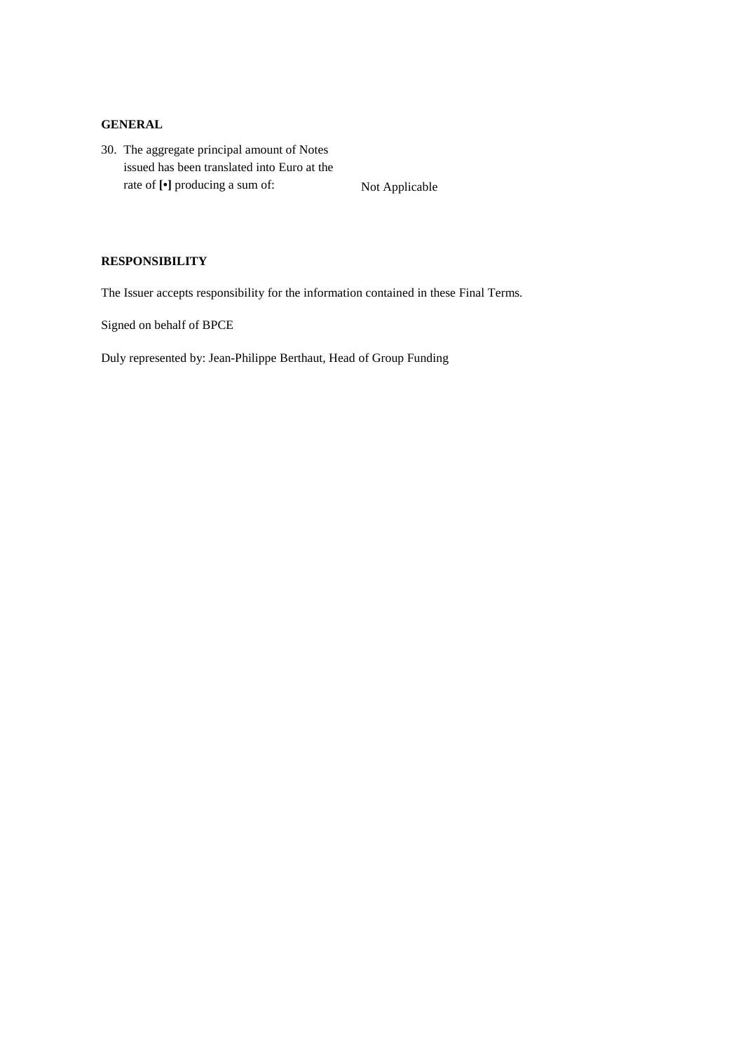**GENERAL**

| | |
|---|---|
| 30. The aggregate principal amount of Notes issued has been translated into Euro at the rate of **[•]** producing a sum of: | Not Applicable |

**RESPONSIBILITY**

The Issuer accepts responsibility for the information contained in these Final Terms.

Signed on behalf of BPCE

Duly represented by: Jean-Philippe Berthaut, Head of Group Funding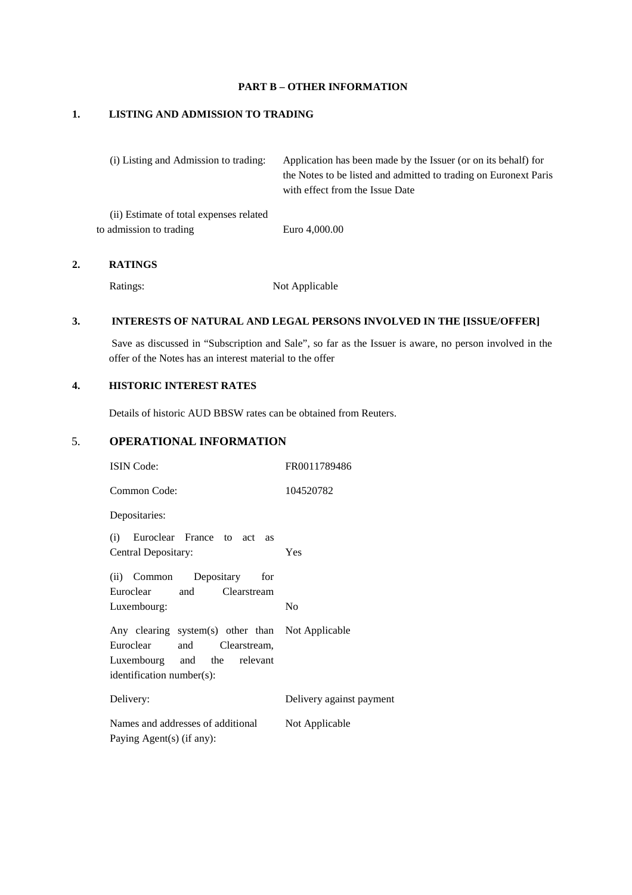**PART B – OTHER INFORMATION**

## 1. LISTING AND ADMISSION TO TRADING

| | |
|---|---|
| (i) Listing and Admission to trading: | Application has been made by the Issuer (or on its behalf) for the Notes to be listed and admitted to trading on Euronext Paris with effect from the Issue Date |
| (ii) Estimate of total expenses related to admission to trading | Euro 4,000.00 |

## 2. RATINGS

| | |
|---|---|
| Ratings: | Not Applicable |

## 3. INTERESTS OF NATURAL AND LEGAL PERSONS INVOLVED IN THE [ISSUE/OFFER]

Save as discussed in "Subscription and Sale", so far as the Issuer is aware, no person involved in the offer of the Notes has an interest material to the offer

## 4. HISTORIC INTEREST RATES

Details of historic AUD BBSW rates can be obtained from Reuters.

## 5. OPERATIONAL INFORMATION

| | |
|---|---|
| ISIN Code: | FR0011789486 |
| Common Code: | 104520782 |
| Depositaries: | |
| (i) Euroclear France to act as Central Depositary: | Yes |
| (ii) Common Depositary for Euroclear and Clearstream Luxembourg: | No |
| Any clearing system(s) other than Euroclear and Clearstream, Luxembourg and the relevant identification number(s): | Not Applicable |
| Delivery: | Delivery against payment |
| Names and addresses of additional Paying Agent(s) (if any): | Not Applicable |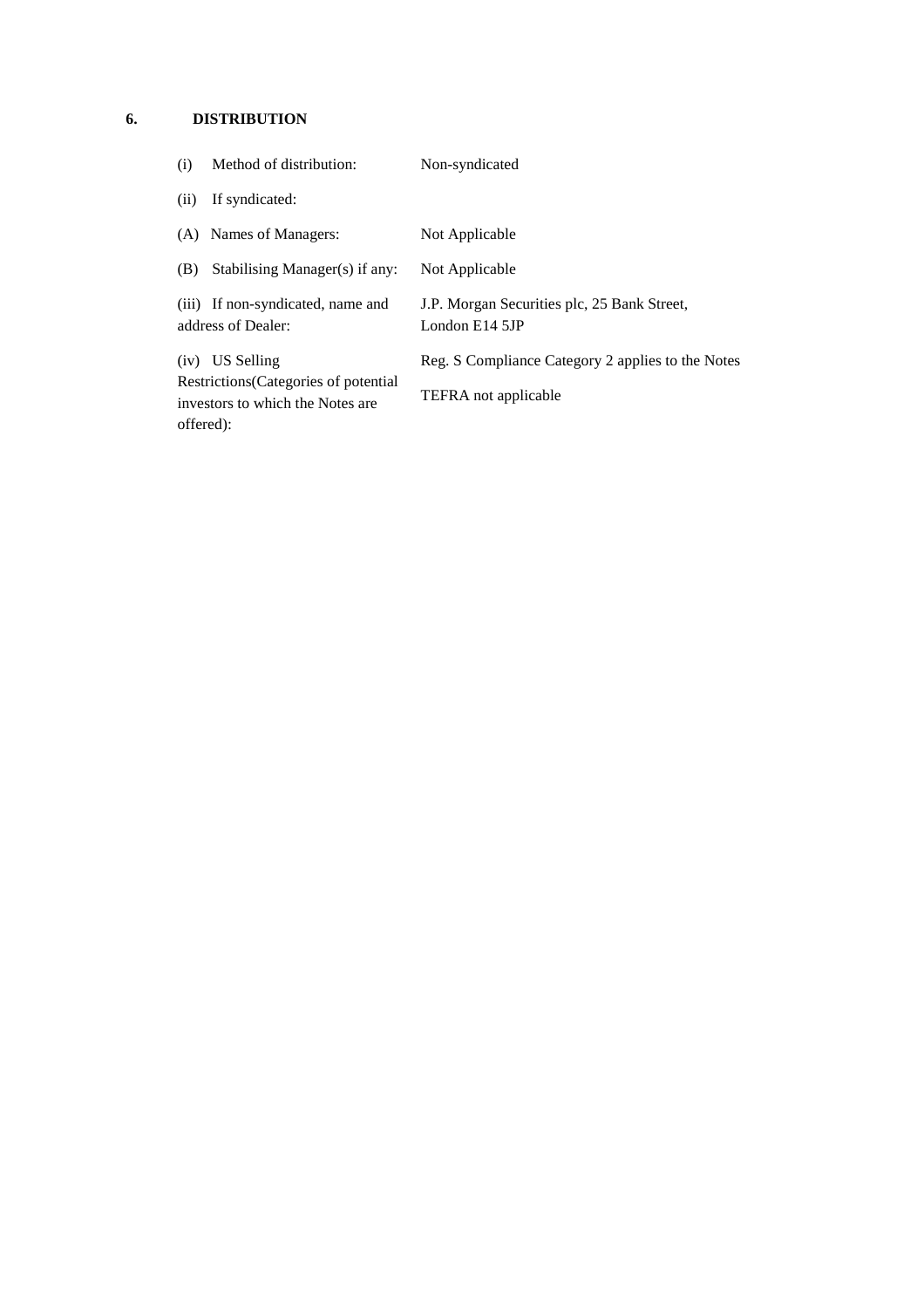## 6. DISTRIBUTION

| | |
|---|---|
| (i) Method of distribution: | Non-syndicated |
| (ii) If syndicated: | |
| (A) Names of Managers: | Not Applicable |
| (B) Stabilising Manager(s) if any: | Not Applicable |
| (iii) If non-syndicated, name and address of Dealer: | J.P. Morgan Securities plc, 25 Bank Street, London E14 5JP |
| (iv) US Selling Restrictions(Categories of potential investors to which the Notes are offered): | Reg. S Compliance Category 2 applies to the Notes<br><br>TEFRA not applicable |